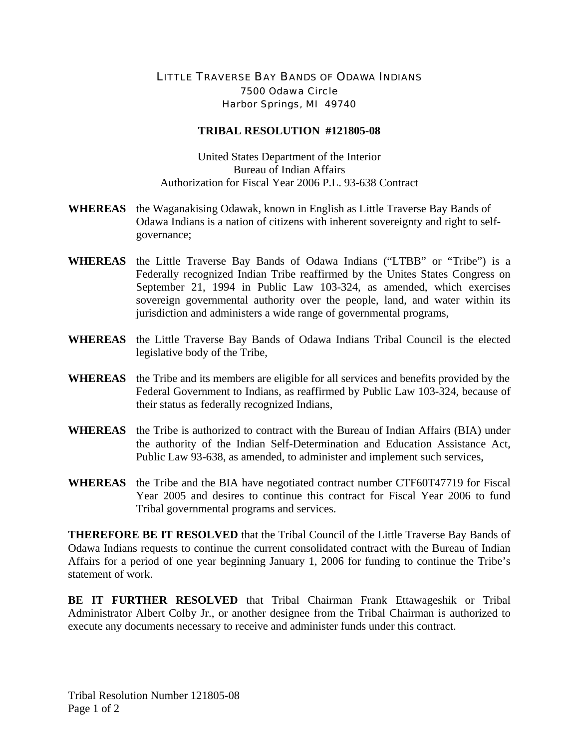LITTLE TRAVERSE BAY BANDS OF ODAWA INDIANS
7500 Odawa Circle
Harbor Springs, MI 49740

**TRIBAL RESOLUTION #121805-08**

United States Department of the Interior
Bureau of Indian Affairs
Authorization for Fiscal Year 2006 P.L. 93-638 Contract

**WHEREAS** the Waganakising Odawak, known in English as Little Traverse Bay Bands of Odawa Indians is a nation of citizens with inherent sovereignty and right to self-governance;

**WHEREAS** the Little Traverse Bay Bands of Odawa Indians ("LTBB" or "Tribe") is a Federally recognized Indian Tribe reaffirmed by the Unites States Congress on September 21, 1994 in Public Law 103-324, as amended, which exercises sovereign governmental authority over the people, land, and water within its jurisdiction and administers a wide range of governmental programs,

**WHEREAS** the Little Traverse Bay Bands of Odawa Indians Tribal Council is the elected legislative body of the Tribe,

**WHEREAS** the Tribe and its members are eligible for all services and benefits provided by the Federal Government to Indians, as reaffirmed by Public Law 103-324, because of their status as federally recognized Indians,

**WHEREAS** the Tribe is authorized to contract with the Bureau of Indian Affairs (BIA) under the authority of the Indian Self-Determination and Education Assistance Act, Public Law 93-638, as amended, to administer and implement such services,

**WHEREAS** the Tribe and the BIA have negotiated contract number CTF60T47719 for Fiscal Year 2005 and desires to continue this contract for Fiscal Year 2006 to fund Tribal governmental programs and services.

**THEREFORE BE IT RESOLVED** that the Tribal Council of the Little Traverse Bay Bands of Odawa Indians requests to continue the current consolidated contract with the Bureau of Indian Affairs for a period of one year beginning January 1, 2006 for funding to continue the Tribe's statement of work.

**BE IT FURTHER RESOLVED** that Tribal Chairman Frank Ettawageshik or Tribal Administrator Albert Colby Jr., or another designee from the Tribal Chairman is authorized to execute any documents necessary to receive and administer funds under this contract.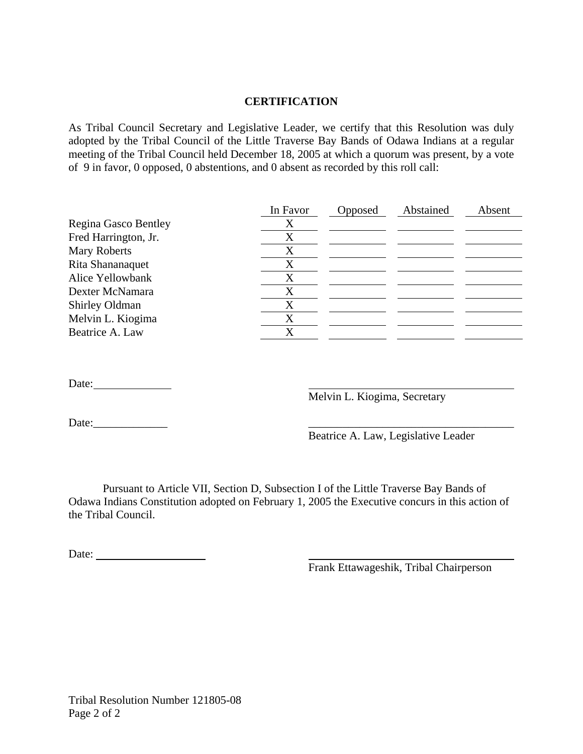**CERTIFICATION**

As Tribal Council Secretary and Legislative Leader, we certify that this Resolution was duly adopted by the Tribal Council of the Little Traverse Bay Bands of Odawa Indians at a regular meeting of the Tribal Council held December 18, 2005 at which a quorum was present, by a vote of 9 in favor, 0 opposed, 0 abstentions, and 0 absent as recorded by this roll call:

| | In Favor | Opposed | Abstained | Absent |
|---|---|---|---|---|
| Regina Gasco Bentley | X | | | |
| Fred Harrington, Jr. | X | | | |
| Mary Roberts | X | | | |
| Rita Shananaquet | X | | | |
| Alice Yellowbank | X | | | |
| Dexter McNamara | X | | | |
| Shirley Oldman | X | | | |
| Melvin L. Kiogima | X | | | |
| Beatrice A. Law | X | | | |

Date:______________ ____________________________________
Melvin L. Kiogima, Secretary

Date:______________ ____________________________________
Beatrice A. Law, Legislative Leader

Pursuant to Article VII, Section D, Subsection I of the Little Traverse Bay Bands of Odawa Indians Constitution adopted on February 1, 2005 the Executive concurs in this action of the Tribal Council.

Date: ____________________ ____________________________________
Frank Ettawageshik, Tribal Chairperson

Tribal Resolution Number 121805-08